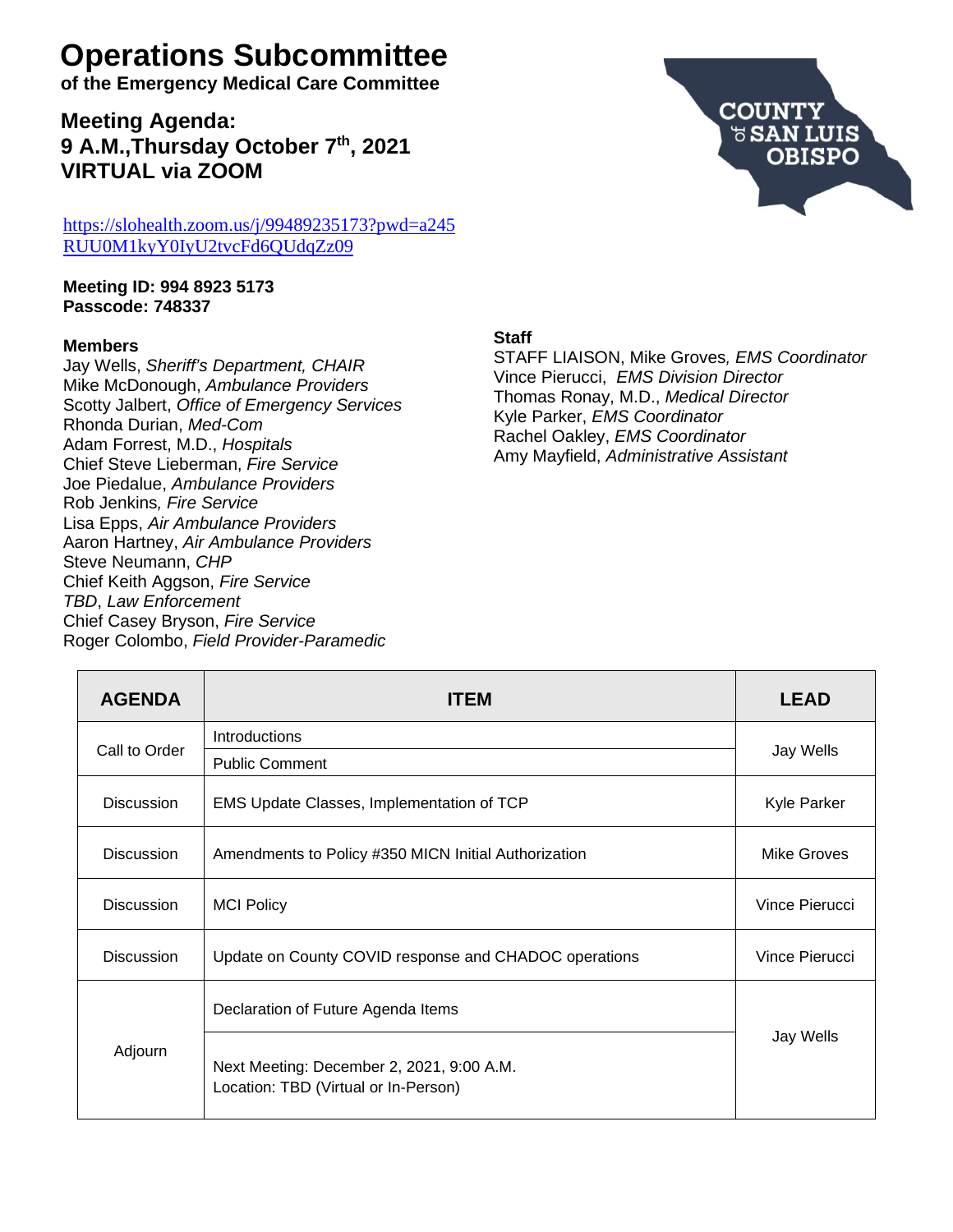# Operations Subcommittee

**of the Emergency Medical Care Committee**

## Meeting Agenda:
## 9 A.M.,Thursday October 7th, 2021
## VIRTUAL via ZOOM

COUNTY of SAN LUIS OBISPO

https://slohealth.zoom.us/j/99489235173?pwd=a245RUU0M1kyY0IyU2tvcFd6QUdqZz09

**Meeting ID: 994 8923 5173**
**Passcode: 748337**

**Members**

Jay Wells, *Sheriff's Department, CHAIR*
Mike McDonough, *Ambulance Providers*
Scotty Jalbert, *Office of Emergency Services*
Rhonda Durian, *Med-Com*
Adam Forrest, M.D., *Hospitals*
Chief Steve Lieberman, *Fire Service*
Joe Piedalue, *Ambulance Providers*
Rob Jenkins*, Fire Service*
Lisa Epps, *Air Ambulance Providers*
Aaron Hartney, *Air Ambulance Providers*
Steve Neumann, *CHP*
Chief Keith Aggson, *Fire Service*
*TBD*, *Law Enforcement*
Chief Casey Bryson, *Fire Service*
Roger Colombo, *Field Provider-Paramedic*

**Staff**

STAFF LIAISON, Mike Groves*, EMS Coordinator*
Vince Pierucci, *EMS Division Director*
Thomas Ronay, M.D., *Medical Director*
Kyle Parker, *EMS Coordinator*
Rachel Oakley, *EMS Coordinator*
Amy Mayfield, *Administrative Assistant*

| AGENDA | ITEM | LEAD |
|---|---|---|
| Call to Order | Introductions | Jay Wells |
| | Public Comment | |
| Discussion | EMS Update Classes, Implementation of TCP | Kyle Parker |
| Discussion | Amendments to Policy #350 MICN Initial Authorization | Mike Groves |
| Discussion | MCI Policy | Vince Pierucci |
| Discussion | Update on County COVID response and CHADOC operations | Vince Pierucci |
| Adjourn | Declaration of Future Agenda Items | Jay Wells |
| | Next Meeting: December 2, 2021, 9:00 A.M.<br>Location: TBD (Virtual or In-Person) | |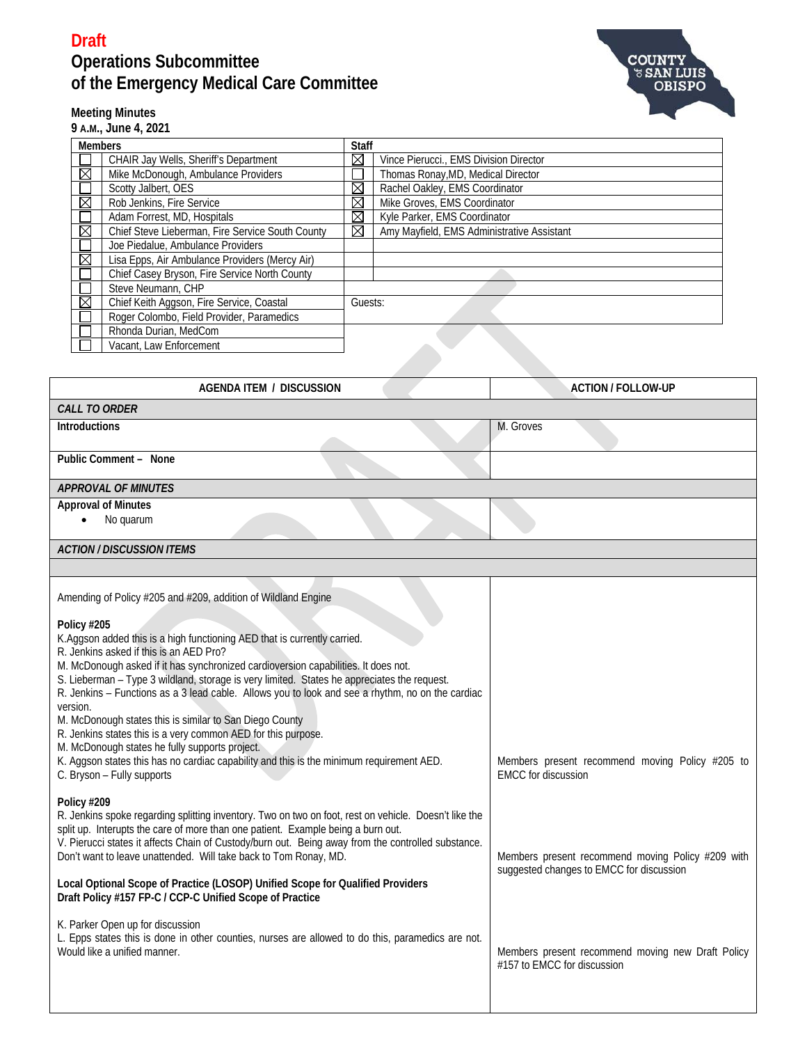**Draft**

# Operations Subcommittee of the Emergency Medical Care Committee

**Meeting Minutes**
**9 A.M., June 4, 2021**

| Members | | Staff | |
|---|---|---|---|
| ☐ | CHAIR Jay Wells, Sheriff's Department | ☒ | Vince Pierucci., EMS Division Director |
| ☒ | Mike McDonough, Ambulance Providers | ☐ | Thomas Ronay,MD, Medical Director |
| ☐ | Scotty Jalbert, OES | ☒ | Rachel Oakley, EMS Coordinator |
| ☒ | Rob Jenkins, Fire Service | ☒ | Mike Groves, EMS Coordinator |
| ☐ | Adam Forrest, MD, Hospitals | ☒ | Kyle Parker, EMS Coordinator |
| ☒ | Chief Steve Lieberman, Fire Service South County | ☒ | Amy Mayfield, EMS Administrative Assistant |
| ☐ | Joe Piedalue, Ambulance Providers | | |
| ☒ | Lisa Epps, Air Ambulance Providers (Mercy Air) | | |
| ☐ | Chief Casey Bryson, Fire Service North County | | |
| ☐ | Steve Neumann, CHP | | |
| ☒ | Chief Keith Aggson, Fire Service, Coastal | Guests: | |
| ☐ | Roger Colombo, Field Provider, Paramedics | | |
| ☐ | Rhonda Durian, MedCom | | |
| ☐ | Vacant, Law Enforcement | | |

| AGENDA ITEM / DISCUSSION | ACTION / FOLLOW-UP |
|---|---|
| ***CALL TO ORDER*** | |
| **Introductions** | M. Groves |
| **Public Comment – None** | |
| ***APPROVAL OF MINUTES*** | |
| **Approval of Minutes**<br>• No quarum | |
| ***ACTION / DISCUSSION ITEMS*** | |
| Amending of Policy #205 and #209, addition of Wildland Engine<br><br>**Policy #205**<br>K.Aggson added this is a high functioning AED that is currently carried.<br>R. Jenkins asked if this is an AED Pro?<br>M. McDonough asked if it has synchronized cardioversion capabilities. It does not.<br>S. Lieberman – Type 3 wildland, storage is very limited. States he appreciates the request.<br>R. Jenkins – Functions as a 3 lead cable. Allows you to look and see a rhythm, no on the cardiac version.<br>M. McDonough states this is similar to San Diego County<br>R. Jenkins states this is a very common AED for this purpose.<br>M. McDonough states he fully supports project.<br>K. Aggson states this has no cardiac capability and this is the minimum requirement AED.<br>C. Bryson – Fully supports | Members present recommend moving Policy #205 to EMCC for discussion |
| **Policy #209**<br>R. Jenkins spoke regarding splitting inventory. Two on two on foot, rest on vehicle. Doesn't like the split up. Interupts the care of more than one patient. Example being a burn out.<br>V. Pierucci states it affects Chain of Custody/burn out. Being away from the controlled substance. Don't want to leave unattended. Will take back to Tom Ronay, MD. | Members present recommend moving Policy #209 with suggested changes to EMCC for discussion |
| **Local Optional Scope of Practice (LOSOP) Unified Scope for Qualified Providers**<br>**Draft Policy #157 FP-C / CCP-C Unified Scope of Practice**<br><br>K. Parker Open up for discussion<br>L. Epps states this is done in other counties, nurses are allowed to do this, paramedics are not. Would like a unified manner. | Members present recommend moving new Draft Policy #157 to EMCC for discussion |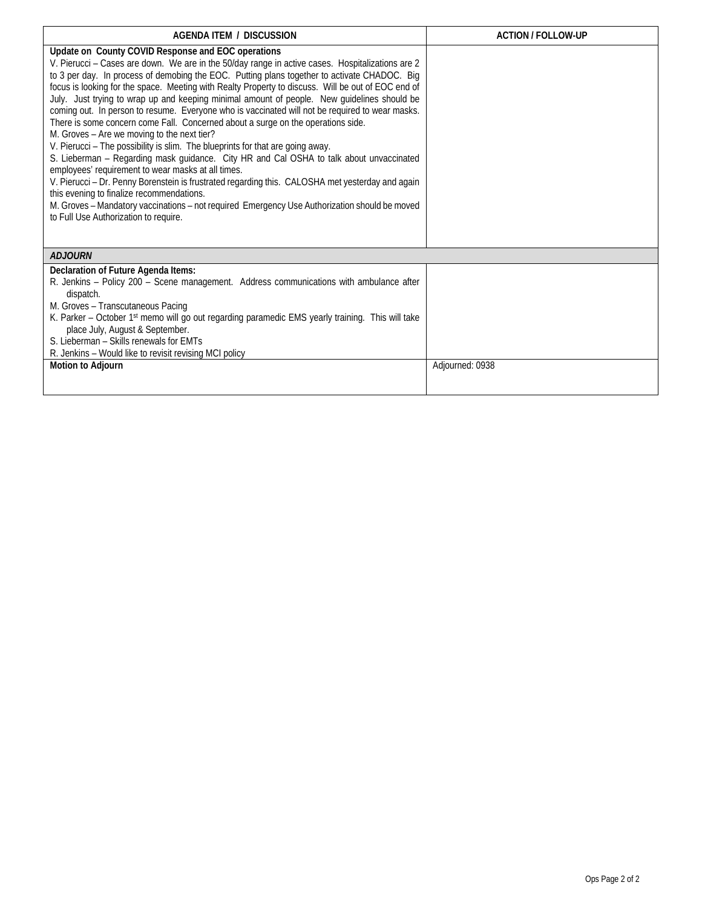| AGENDA ITEM / DISCUSSION | ACTION / FOLLOW-UP |
|---|---|
| **Update on County COVID Response and EOC operations**<br>V. Pierucci – Cases are down. We are in the 50/day range in active cases. Hospitalizations are 2 to 3 per day. In process of demobing the EOC. Putting plans together to activate CHADOC. Big focus is looking for the space. Meeting with Realty Property to discuss. Will be out of EOC end of July. Just trying to wrap up and keeping minimal amount of people. New guidelines should be coming out. In person to resume. Everyone who is vaccinated will not be required to wear masks. There is some concern come Fall. Concerned about a surge on the operations side.<br>M. Groves – Are we moving to the next tier?<br>V. Pierucci – The possibility is slim. The blueprints for that are going away.<br>S. Lieberman – Regarding mask guidance. City HR and Cal OSHA to talk about unvaccinated employees' requirement to wear masks at all times.<br>V. Pierucci – Dr. Penny Borenstein is frustrated regarding this. CALOSHA met yesterday and again this evening to finalize recommendations.<br>M. Groves – Mandatory vaccinations – not required Emergency Use Authorization should be moved to Full Use Authorization to require. | |
| ***ADJOURN*** | |
| **Declaration of Future Agenda Items:**<br>R. Jenkins – Policy 200 – Scene management. Address communications with ambulance after dispatch.<br>M. Groves – Transcutaneous Pacing<br>K. Parker – October 1st memo will go out regarding paramedic EMS yearly training. This will take place July, August & September.<br>S. Lieberman – Skills renewals for EMTs<br>R. Jenkins – Would like to revisit revising MCI policy | |
| **Motion to Adjourn** | Adjourned: 0938 |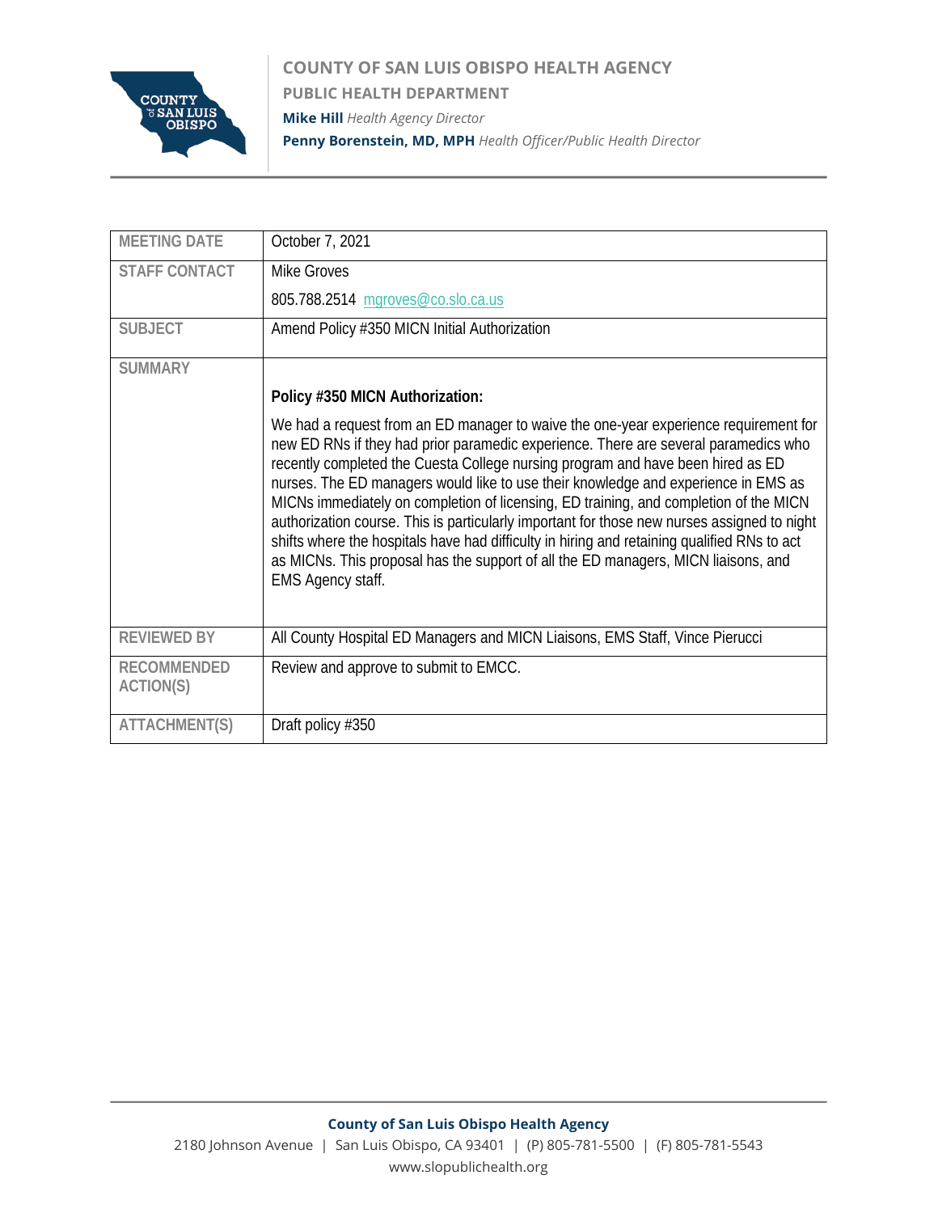# COUNTY OF SAN LUIS OBISPO HEALTH AGENCY

## PUBLIC HEALTH DEPARTMENT

**Mike Hill** *Health Agency Director*

**Penny Borenstein, MD, MPH** *Health Officer/Public Health Director*

| | |
|---|---|
| MEETING DATE | October 7, 2021 |
| STAFF CONTACT | Mike Groves<br>805.788.2514 mgroves@co.slo.ca.us |
| SUBJECT | Amend Policy #350 MICN Initial Authorization |
| SUMMARY | **Policy #350 MICN Authorization:**<br>We had a request from an ED manager to waive the one-year experience requirement for new ED RNs if they had prior paramedic experience. There are several paramedics who recently completed the Cuesta College nursing program and have been hired as ED nurses. The ED managers would like to use their knowledge and experience in EMS as MICNs immediately on completion of licensing, ED training, and completion of the MICN authorization course. This is particularly important for those new nurses assigned to night shifts where the hospitals have had difficulty in hiring and retaining qualified RNs to act as MICNs. This proposal has the support of all the ED managers, MICN liaisons, and EMS Agency staff. |
| REVIEWED BY | All County Hospital ED Managers and MICN Liaisons, EMS Staff, Vince Pierucci |
| RECOMMENDED ACTION(S) | Review and approve to submit to EMCC. |
| ATTACHMENT(S) | Draft policy #350 |

**County of San Luis Obispo Health Agency**

2180 Johnson Avenue | San Luis Obispo, CA 93401 | (P) 805-781-5500 | (F) 805-781-5543

www.slopublichealth.org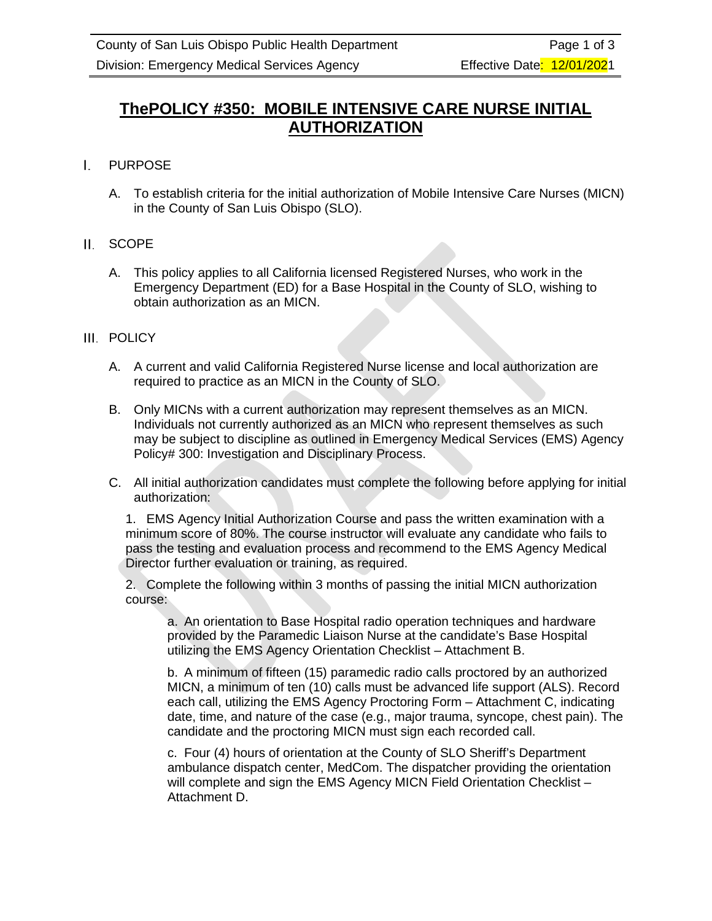# ThePOLICY #350: MOBILE INTENSIVE CARE NURSE INITIAL AUTHORIZATION

## I. PURPOSE

A. To establish criteria for the initial authorization of Mobile Intensive Care Nurses (MICN) in the County of San Luis Obispo (SLO).

## II. SCOPE

A. This policy applies to all California licensed Registered Nurses, who work in the Emergency Department (ED) for a Base Hospital in the County of SLO, wishing to obtain authorization as an MICN.

## III. POLICY

A. A current and valid California Registered Nurse license and local authorization are required to practice as an MICN in the County of SLO.

B. Only MICNs with a current authorization may represent themselves as an MICN. Individuals not currently authorized as an MICN who represent themselves as such may be subject to discipline as outlined in Emergency Medical Services (EMS) Agency Policy# 300: Investigation and Disciplinary Process.

C. All initial authorization candidates must complete the following before applying for initial authorization:

1. EMS Agency Initial Authorization Course and pass the written examination with a minimum score of 80%. The course instructor will evaluate any candidate who fails to pass the testing and evaluation process and recommend to the EMS Agency Medical Director further evaluation or training, as required.

2. Complete the following within 3 months of passing the initial MICN authorization course:

a. An orientation to Base Hospital radio operation techniques and hardware provided by the Paramedic Liaison Nurse at the candidate's Base Hospital utilizing the EMS Agency Orientation Checklist – Attachment B.

b. A minimum of fifteen (15) paramedic radio calls proctored by an authorized MICN, a minimum of ten (10) calls must be advanced life support (ALS). Record each call, utilizing the EMS Agency Proctoring Form – Attachment C, indicating date, time, and nature of the case (e.g., major trauma, syncope, chest pain). The candidate and the proctoring MICN must sign each recorded call.

c. Four (4) hours of orientation at the County of SLO Sheriff's Department ambulance dispatch center, MedCom. The dispatcher providing the orientation will complete and sign the EMS Agency MICN Field Orientation Checklist – Attachment D.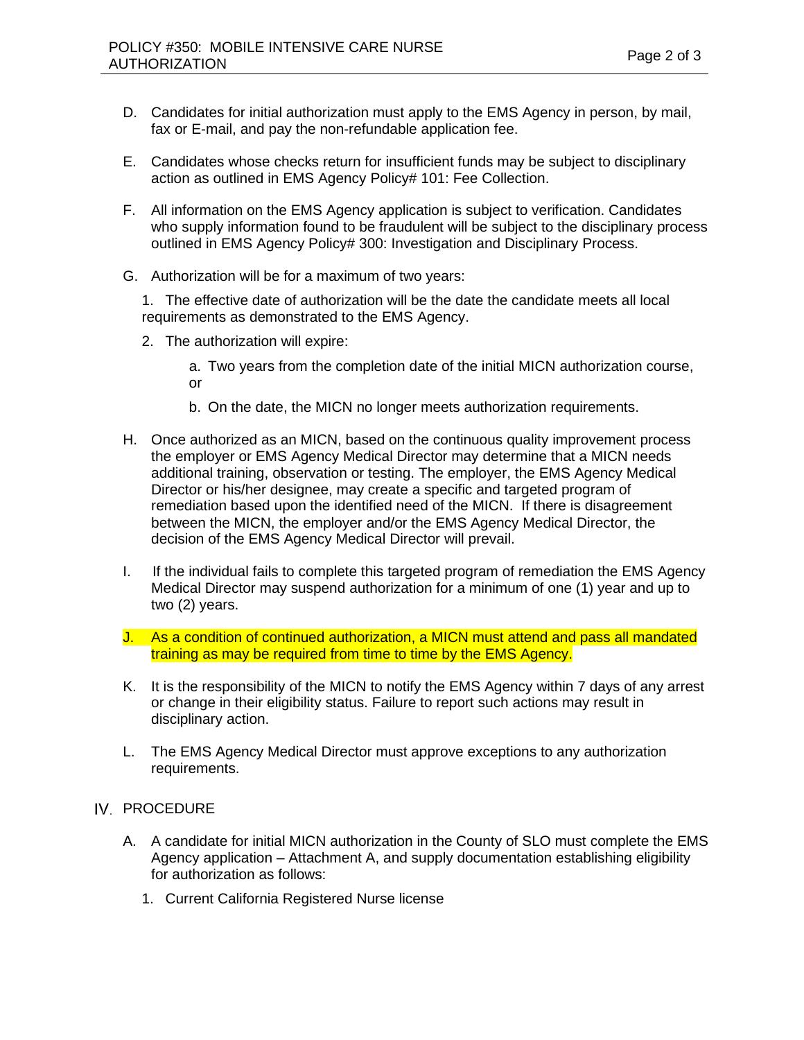D. Candidates for initial authorization must apply to the EMS Agency in person, by mail, fax or E-mail, and pay the non-refundable application fee.

E. Candidates whose checks return for insufficient funds may be subject to disciplinary action as outlined in EMS Agency Policy# 101: Fee Collection.

F. All information on the EMS Agency application is subject to verification. Candidates who supply information found to be fraudulent will be subject to the disciplinary process outlined in EMS Agency Policy# 300: Investigation and Disciplinary Process.

G. Authorization will be for a maximum of two years:

   1. The effective date of authorization will be the date the candidate meets all local requirements as demonstrated to the EMS Agency.

   2. The authorization will expire:

      a. Two years from the completion date of the initial MICN authorization course, or

      b. On the date, the MICN no longer meets authorization requirements.

H. Once authorized as an MICN, based on the continuous quality improvement process the employer or EMS Agency Medical Director may determine that a MICN needs additional training, observation or testing. The employer, the EMS Agency Medical Director or his/her designee, may create a specific and targeted program of remediation based upon the identified need of the MICN. If there is disagreement between the MICN, the employer and/or the EMS Agency Medical Director, the decision of the EMS Agency Medical Director will prevail.

I. If the individual fails to complete this targeted program of remediation the EMS Agency Medical Director may suspend authorization for a minimum of one (1) year and up to two (2) years.

J. As a condition of continued authorization, a MICN must attend and pass all mandated training as may be required from time to time by the EMS Agency.

K. It is the responsibility of the MICN to notify the EMS Agency within 7 days of any arrest or change in their eligibility status. Failure to report such actions may result in disciplinary action.

L. The EMS Agency Medical Director must approve exceptions to any authorization requirements.

## IV. PROCEDURE

A. A candidate for initial MICN authorization in the County of SLO must complete the EMS Agency application – Attachment A, and supply documentation establishing eligibility for authorization as follows:

   1. Current California Registered Nurse license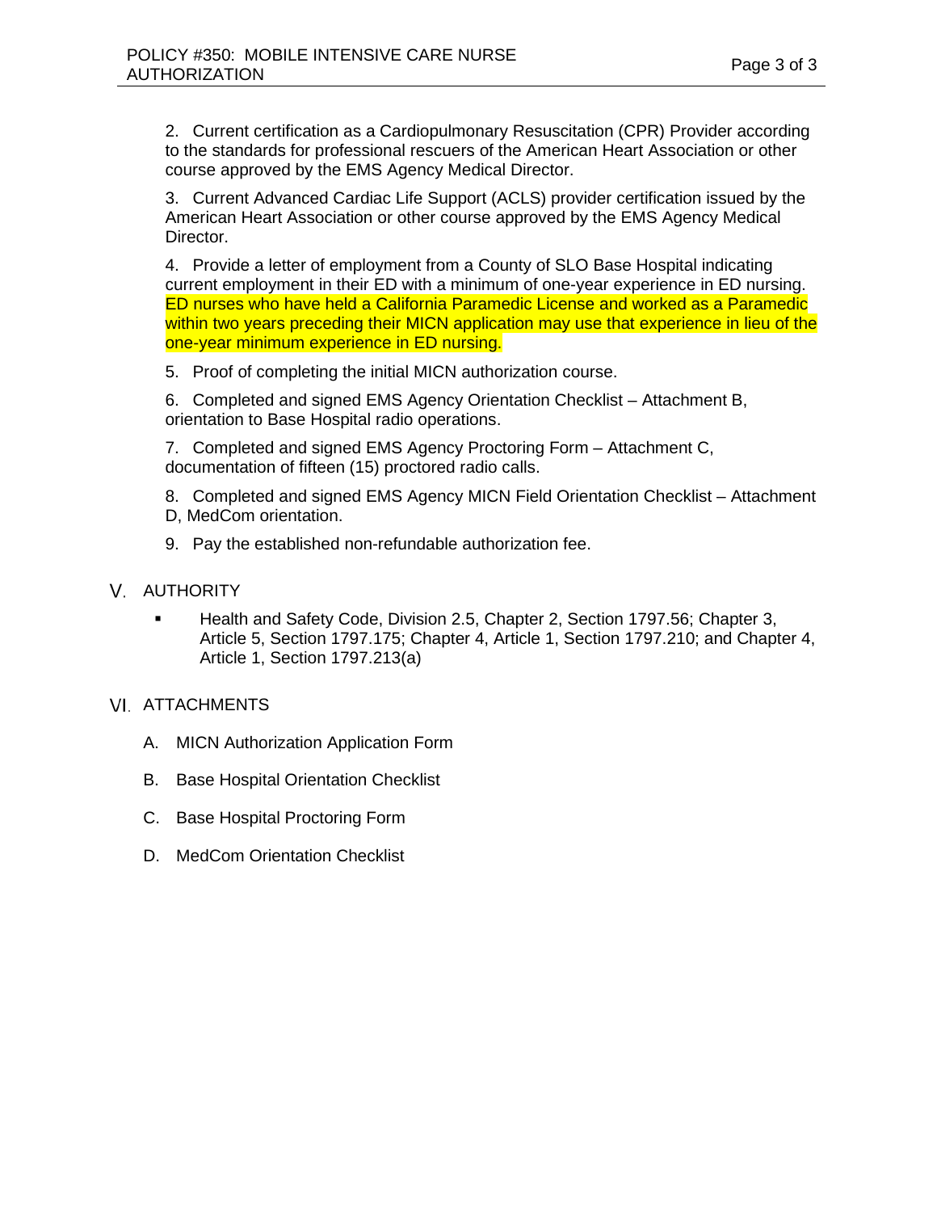2. Current certification as a Cardiopulmonary Resuscitation (CPR) Provider according to the standards for professional rescuers of the American Heart Association or other course approved by the EMS Agency Medical Director.

3. Current Advanced Cardiac Life Support (ACLS) provider certification issued by the American Heart Association or other course approved by the EMS Agency Medical Director.

4. Provide a letter of employment from a County of SLO Base Hospital indicating current employment in their ED with a minimum of one-year experience in ED nursing. ED nurses who have held a California Paramedic License and worked as a Paramedic within two years preceding their MICN application may use that experience in lieu of the one-year minimum experience in ED nursing.

5. Proof of completing the initial MICN authorization course.

6. Completed and signed EMS Agency Orientation Checklist – Attachment B, orientation to Base Hospital radio operations.

7. Completed and signed EMS Agency Proctoring Form – Attachment C, documentation of fifteen (15) proctored radio calls.

8. Completed and signed EMS Agency MICN Field Orientation Checklist – Attachment D, MedCom orientation.

9. Pay the established non-refundable authorization fee.

## V. AUTHORITY

- Health and Safety Code, Division 2.5, Chapter 2, Section 1797.56; Chapter 3, Article 5, Section 1797.175; Chapter 4, Article 1, Section 1797.210; and Chapter 4, Article 1, Section 1797.213(a)

## VI. ATTACHMENTS

A. MICN Authorization Application Form

B. Base Hospital Orientation Checklist

C. Base Hospital Proctoring Form

D. MedCom Orientation Checklist